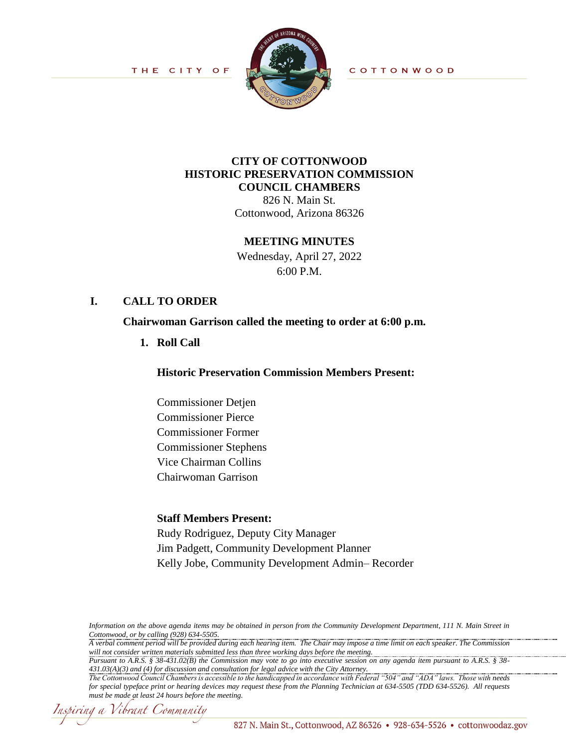THE CITY OF COTTONWOOD

# CITY OF COTTONWOOD
# HISTORIC PRESERVATION COMMISSION
# COUNCIL CHAMBERS

826 N. Main St.
Cottonwood, Arizona 86326

## MEETING MINUTES

Wednesday, April 27, 2022
6:00 P.M.

## I. CALL TO ORDER

**Chairwoman Garrison called the meeting to order at 6:00 p.m.**

1. **Roll Call**

**Historic Preservation Commission Members Present:**

Commissioner Detjen
Commissioner Pierce
Commissioner Former
Commissioner Stephens
Vice Chairman Collins
Chairwoman Garrison

**Staff Members Present:**
Rudy Rodriguez, Deputy City Manager
Jim Padgett, Community Development Planner
Kelly Jobe, Community Development Admin– Recorder

*Information on the above agenda items may be obtained in person from the Community Development Department, 111 N. Main Street in Cottonwood, or by calling (928) 634-5505.*
*A verbal comment period will be provided during each hearing item. The Chair may impose a time limit on each speaker. The Commission will not consider written materials submitted less than three working days before the meeting.*
*Pursuant to A.R.S. § 38-431.02(B) the Commission may vote to go into executive session on any agenda item pursuant to A.R.S. § 38-431.03(A)(3) and (4) for discussion and consultation for legal advice with the City Attorney.*
*The Cottonwood Council Chambers is accessible to the handicapped in accordance with Federal "504" and "ADA" laws. Those with needs for special typeface print or hearing devices may request these from the Planning Technician at 634-5505 (TDD 634-5526). All requests must be made at least 24 hours before the meeting.*

*Inspiring a Vibrant Community*

827 N. Main St., Cottonwood, AZ 86326 • 928-634-5526 • cottonwoodaz.gov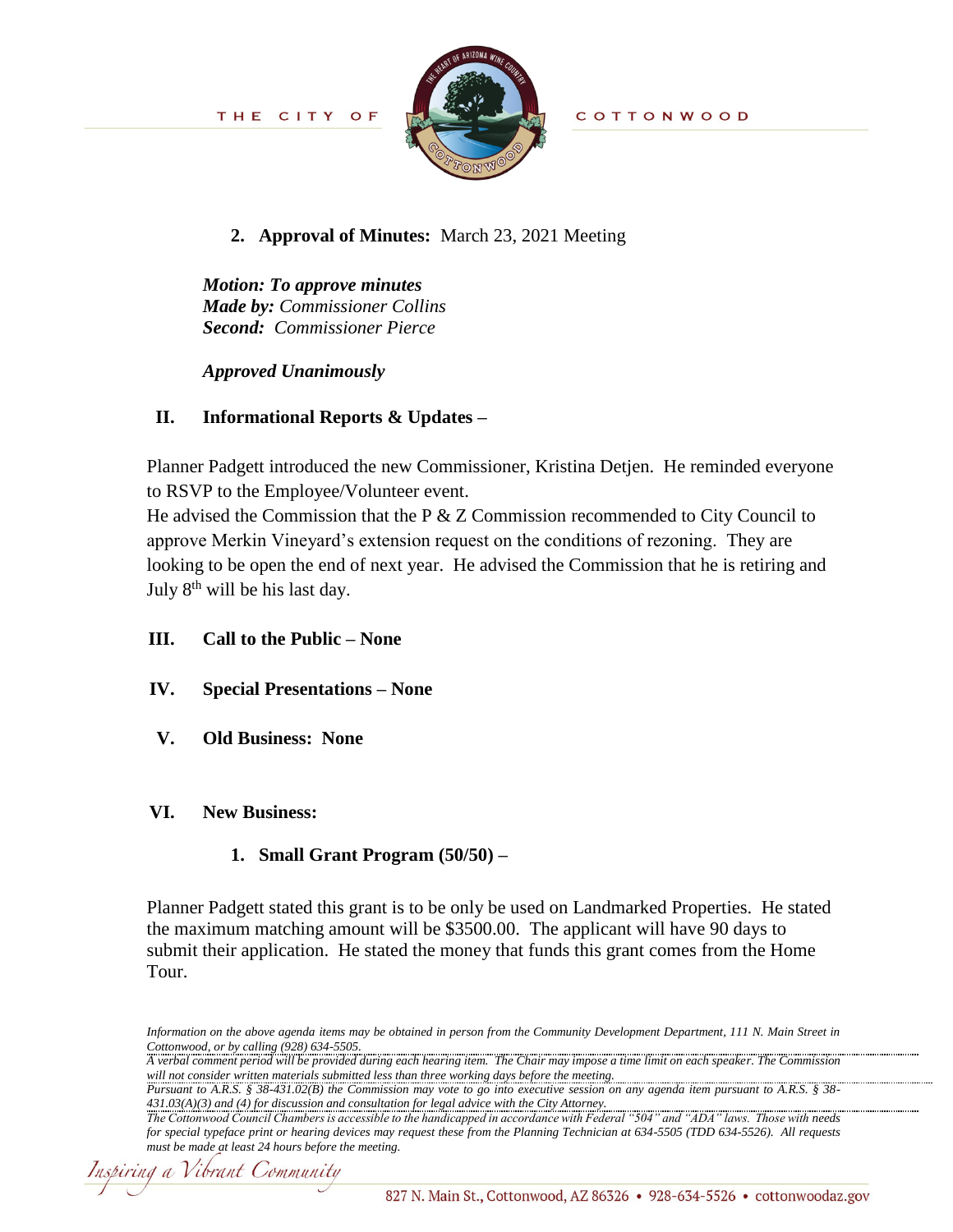2. **Approval of Minutes:** March 23, 2021 Meeting

***Motion: To approve minutes***
***Made by:*** *Commissioner Collins*
***Second:*** *Commissioner Pierce*

***Approved Unanimously***

## II. Informational Reports & Updates –

Planner Padgett introduced the new Commissioner, Kristina Detjen. He reminded everyone to RSVP to the Employee/Volunteer event.

He advised the Commission that the P & Z Commission recommended to City Council to approve Merkin Vineyard's extension request on the conditions of rezoning. They are looking to be open the end of next year. He advised the Commission that he is retiring and July 8th will be his last day.

## III. Call to the Public – None

## IV. Special Presentations – None

## V. Old Business: None

## VI. New Business:

1. **Small Grant Program (50/50) –**

Planner Padgett stated this grant is to be only be used on Landmarked Properties. He stated the maximum matching amount will be $3500.00. The applicant will have 90 days to submit their application. He stated the money that funds this grant comes from the Home Tour.

*Information on the above agenda items may be obtained in person from the Community Development Department, 111 N. Main Street in Cottonwood, or by calling (928) 634-5505.*
*A verbal comment period will be provided during each hearing item. The Chair may impose a time limit on each speaker. The Commission will not consider written materials submitted less than three working days before the meeting.*
*Pursuant to A.R.S. § 38-431.02(B) the Commission may vote to go into executive session on any agenda item pursuant to A.R.S. § 38-431.03(A)(3) and (4) for discussion and consultation for legal advice with the City Attorney.*
*The Cottonwood Council Chambers is accessible to the handicapped in accordance with Federal "504" and "ADA" laws. Those with needs for special typeface print or hearing devices may request these from the Planning Technician at 634-5505 (TDD 634-5526). All requests must be made at least 24 hours before the meeting.*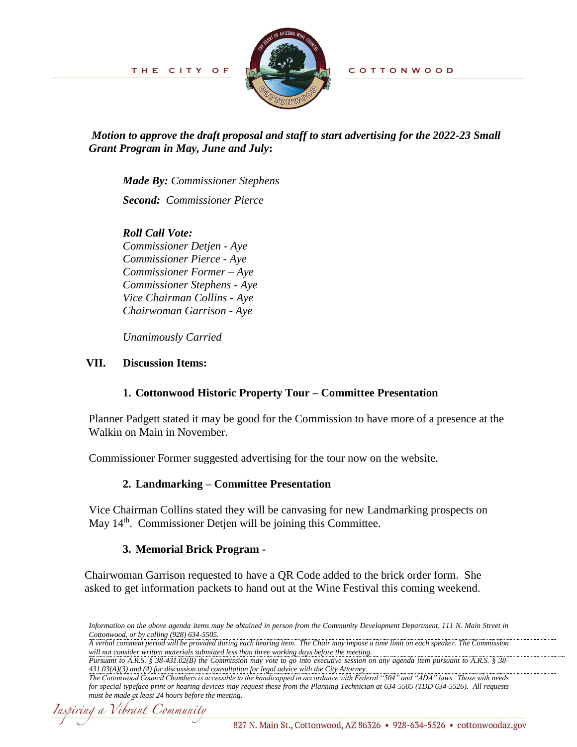***Motion to approve the draft proposal and staff to start advertising for the 2022-23 Small Grant Program in May, June and July*:**

***Made By:*** *Commissioner Stephens*

***Second:*** *Commissioner Pierce*

***Roll Call Vote:***
*Commissioner Detjen - Aye*
*Commissioner Pierce - Aye*
*Commissioner Former – Aye*
*Commissioner Stephens - Aye*
*Vice Chairman Collins - Aye*
*Chairwoman Garrison - Aye*

*Unanimously Carried*

## VII. Discussion Items:

### 1. Cottonwood Historic Property Tour – Committee Presentation

Planner Padgett stated it may be good for the Commission to have more of a presence at the Walkin on Main in November.

Commissioner Former suggested advertising for the tour now on the website.

### 2. Landmarking – Committee Presentation

Vice Chairman Collins stated they will be canvasing for new Landmarking prospects on May 14th. Commissioner Detjen will be joining this Committee.

### 3. Memorial Brick Program -

Chairwoman Garrison requested to have a QR Code added to the brick order form. She asked to get information packets to hand out at the Wine Festival this coming weekend.

*Information on the above agenda items may be obtained in person from the Community Development Department, 111 N. Main Street in Cottonwood, or by calling (928) 634-5505.*
*A verbal comment period will be provided during each hearing item. The Chair may impose a time limit on each speaker. The Commission will not consider written materials submitted less than three working days before the meeting.*
*Pursuant to A.R.S. § 38-431.02(B) the Commission may vote to go into executive session on any agenda item pursuant to A.R.S. § 38-431.03(A)(3) and (4) for discussion and consultation for legal advice with the City Attorney.*
*The Cottonwood Council Chambers is accessible to the handicapped in accordance with Federal "504" and "ADA" laws. Those with needs for special typeface print or hearing devices may request these from the Planning Technician at 634-5505 (TDD 634-5526). All requests must be made at least 24 hours before the meeting.*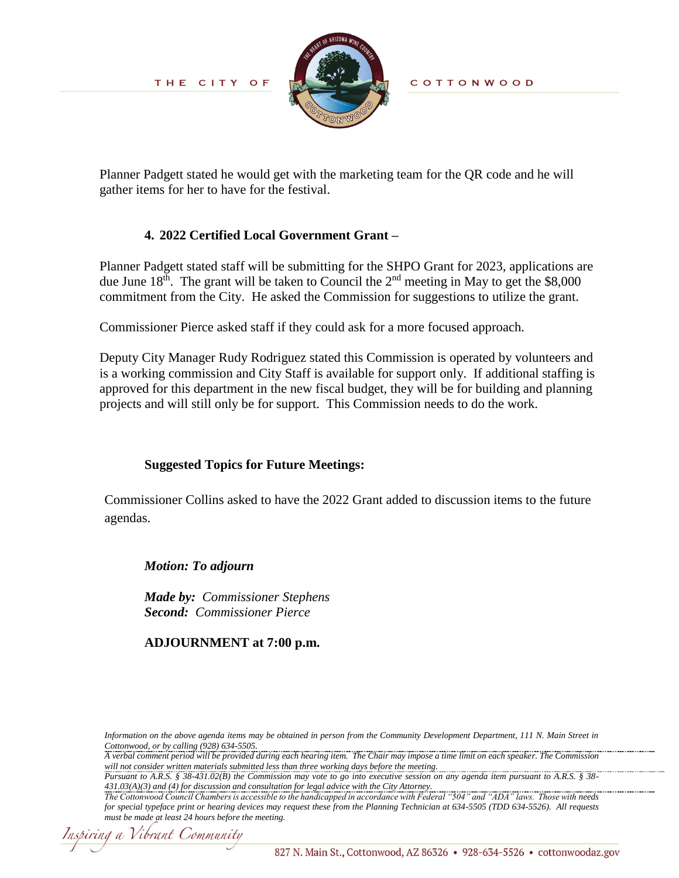Planner Padgett stated he would get with the marketing team for the QR code and he will gather items for her to have for the festival.

### 4. 2022 Certified Local Government Grant –

Planner Padgett stated staff will be submitting for the SHPO Grant for 2023, applications are due June 18th. The grant will be taken to Council the 2nd meeting in May to get the $8,000 commitment from the City. He asked the Commission for suggestions to utilize the grant.

Commissioner Pierce asked staff if they could ask for a more focused approach.

Deputy City Manager Rudy Rodriguez stated this Commission is operated by volunteers and is a working commission and City Staff is available for support only. If additional staffing is approved for this department in the new fiscal budget, they will be for building and planning projects and will still only be for support. This Commission needs to do the work.

### Suggested Topics for Future Meetings:

Commissioner Collins asked to have the 2022 Grant added to discussion items to the future agendas.

***Motion: To adjourn***

***Made by:*** *Commissioner Stephens*
***Second:*** *Commissioner Pierce*

**ADJOURNMENT at 7:00 p.m.**

*Information on the above agenda items may be obtained in person from the Community Development Department, 111 N. Main Street in Cottonwood, or by calling (928) 634-5505.*
*A verbal comment period will be provided during each hearing item. The Chair may impose a time limit on each speaker. The Commission will not consider written materials submitted less than three working days before the meeting.*
*Pursuant to A.R.S. § 38-431.02(B) the Commission may vote to go into executive session on any agenda item pursuant to A.R.S. § 38-431.03(A)(3) and (4) for discussion and consultation for legal advice with the City Attorney.*
*The Cottonwood Council Chambers is accessible to the handicapped in accordance with Federal "504" and "ADA" laws. Those with needs for special typeface print or hearing devices may request these from the Planning Technician at 634-5505 (TDD 634-5526). All requests must be made at least 24 hours before the meeting.*